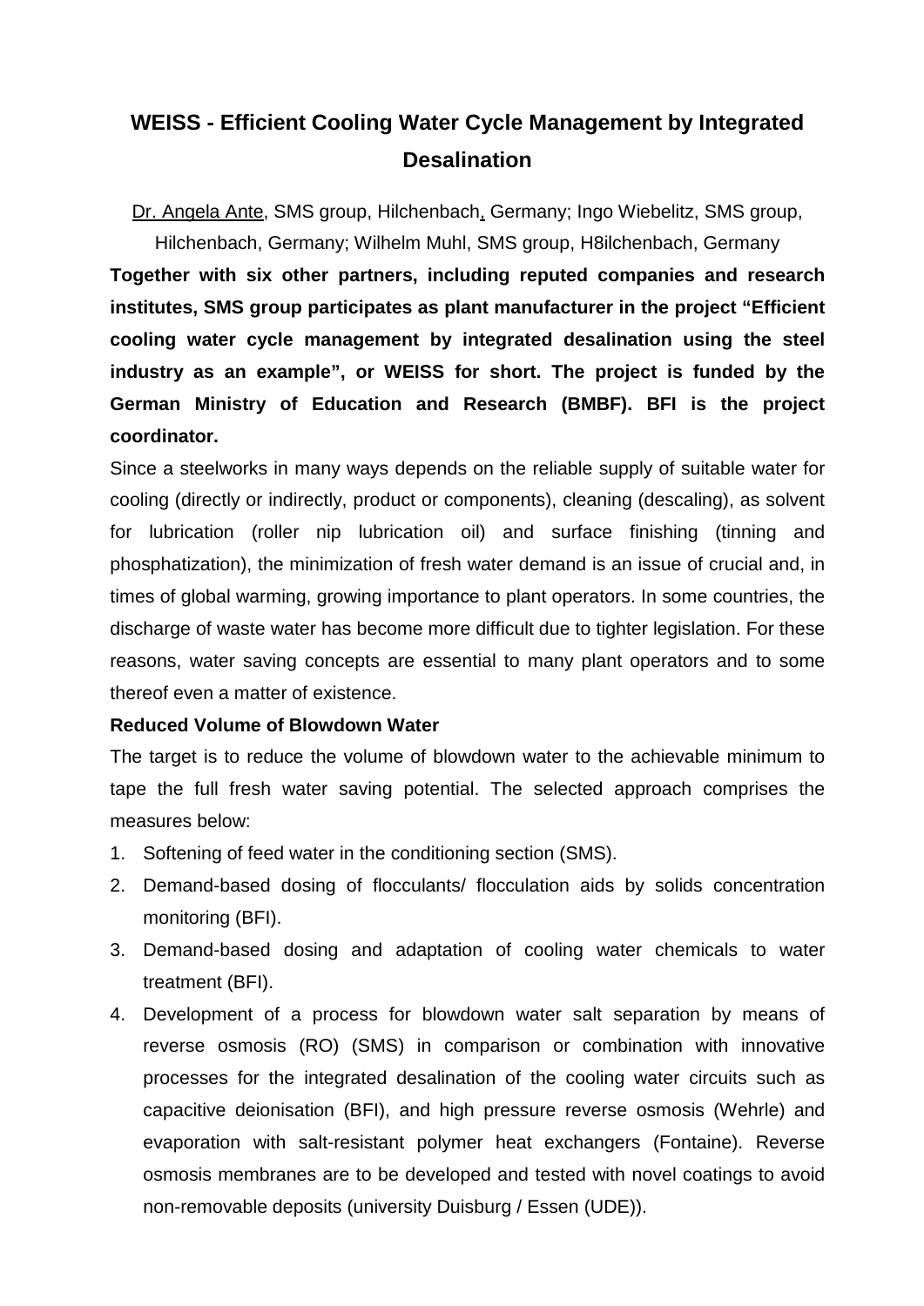# WEISS - Efficient Cooling Water Cycle Management by Integrated Desalination

Dr. Angela Ante, SMS group, Hilchenbach, Germany; Ingo Wiebelitz, SMS group, Hilchenbach, Germany; Wilhelm Muhl, SMS group, H8ilchenbach, Germany

**Together with six other partners, including reputed companies and research institutes, SMS group participates as plant manufacturer in the project "Efficient cooling water cycle management by integrated desalination using the steel industry as an example", or WEISS for short. The project is funded by the German Ministry of Education and Research (BMBF). BFI is the project coordinator.**

Since a steelworks in many ways depends on the reliable supply of suitable water for cooling (directly or indirectly, product or components), cleaning (descaling), as solvent for lubrication (roller nip lubrication oil) and surface finishing (tinning and phosphatization), the minimization of fresh water demand is an issue of crucial and, in times of global warming, growing importance to plant operators. In some countries, the discharge of waste water has become more difficult due to tighter legislation. For these reasons, water saving concepts are essential to many plant operators and to some thereof even a matter of existence.

**Reduced Volume of Blowdown Water**

The target is to reduce the volume of blowdown water to the achievable minimum to tape the full fresh water saving potential. The selected approach comprises the measures below:

1. Softening of feed water in the conditioning section (SMS).
2. Demand-based dosing of flocculants/ flocculation aids by solids concentration monitoring (BFI).
3. Demand-based dosing and adaptation of cooling water chemicals to water treatment (BFI).
4. Development of a process for blowdown water salt separation by means of reverse osmosis (RO) (SMS) in comparison or combination with innovative processes for the integrated desalination of the cooling water circuits such as capacitive deionisation (BFI), and high pressure reverse osmosis (Wehrle) and evaporation with salt-resistant polymer heat exchangers (Fontaine). Reverse osmosis membranes are to be developed and tested with novel coatings to avoid non-removable deposits (university Duisburg / Essen (UDE)).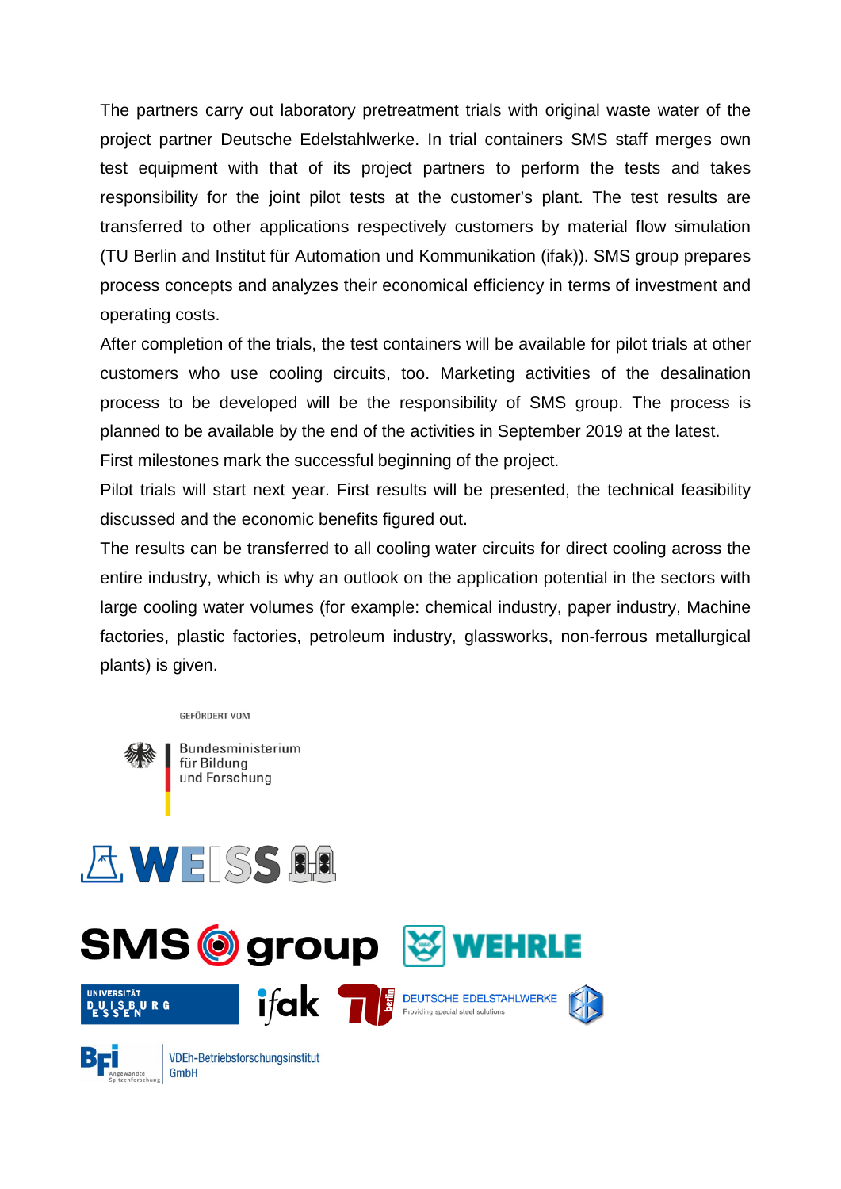The partners carry out laboratory pretreatment trials with original waste water of the project partner Deutsche Edelstahlwerke. In trial containers SMS staff merges own test equipment with that of its project partners to perform the tests and takes responsibility for the joint pilot tests at the customer's plant. The test results are transferred to other applications respectively customers by material flow simulation (TU Berlin and Institut für Automation und Kommunikation (ifak)). SMS group prepares process concepts and analyzes their economical efficiency in terms of investment and operating costs.

After completion of the trials, the test containers will be available for pilot trials at other customers who use cooling circuits, too. Marketing activities of the desalination process to be developed will be the responsibility of SMS group. The process is planned to be available by the end of the activities in September 2019 at the latest.

First milestones mark the successful beginning of the project.

Pilot trials will start next year. First results will be presented, the technical feasibility discussed and the economic benefits figured out.

The results can be transferred to all cooling water circuits for direct cooling across the entire industry, which is why an outlook on the application potential in the sectors with large cooling water volumes (for example: chemical industry, paper industry, Machine factories, plastic factories, petroleum industry, glassworks, non-ferrous metallurgical plants) is given.

GEFÖRDERT VOM

Bundesministerium für Bildung und Forschung

WEISS

SMS group

WEHRLE

UNIVERSITÄT DUISBURG ESSEN

ifak

TU berlin

DEUTSCHE EDELSTAHLWERKE
Providing special steel solutions

BFI Angewandte Spitzenforschung

VDEh-Betriebsforschungsinstitut GmbH